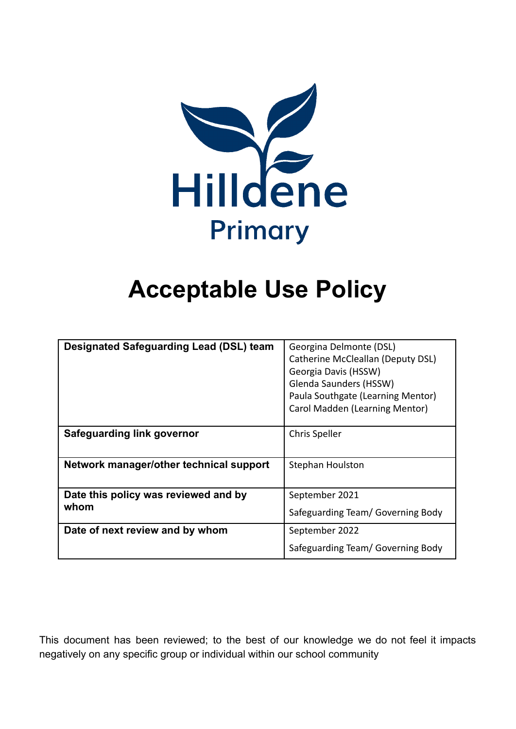Hilldene

Primary

# Acceptable Use Policy

| | |
|---|---|
| **Designated Safeguarding Lead (DSL) team** | Georgina Delmonte (DSL)<br>Catherine McCleallan (Deputy DSL)<br>Georgia Davis (HSSW)<br>Glenda Saunders (HSSW)<br>Paula Southgate (Learning Mentor)<br>Carol Madden (Learning Mentor) |
| **Safeguarding link governor** | Chris Speller |
| **Network manager/other technical support** | Stephan Houlston |
| **Date this policy was reviewed and by whom** | September 2021<br>Safeguarding Team/ Governing Body |
| **Date of next review and by whom** | September 2022<br>Safeguarding Team/ Governing Body |

This document has been reviewed; to the best of our knowledge we do not feel it impacts negatively on any specific group or individual within our school community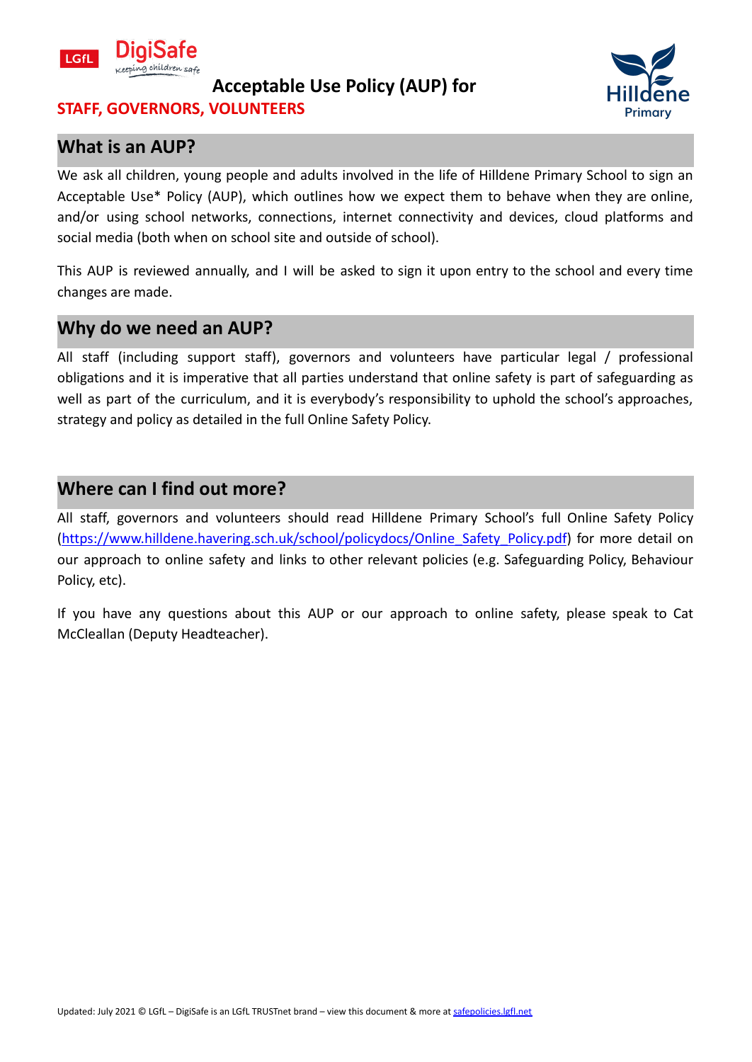# Acceptable Use Policy (AUP) for

**STAFF, GOVERNORS, VOLUNTEERS**

## What is an AUP?

We ask all children, young people and adults involved in the life of Hilldene Primary School to sign an Acceptable Use* Policy (AUP), which outlines how we expect them to behave when they are online, and/or using school networks, connections, internet connectivity and devices, cloud platforms and social media (both when on school site and outside of school).

This AUP is reviewed annually, and I will be asked to sign it upon entry to the school and every time changes are made.

## Why do we need an AUP?

All staff (including support staff), governors and volunteers have particular legal / professional obligations and it is imperative that all parties understand that online safety is part of safeguarding as well as part of the curriculum, and it is everybody's responsibility to uphold the school's approaches, strategy and policy as detailed in the full Online Safety Policy.

## Where can I find out more?

All staff, governors and volunteers should read Hilldene Primary School's full Online Safety Policy ([https://www.hilldene.havering.sch.uk/school/policydocs/Online_Safety_Policy.pdf](https://www.hilldene.havering.sch.uk/school/policydocs/Online_Safety_Policy.pdf)) for more detail on our approach to online safety and links to other relevant policies (e.g. Safeguarding Policy, Behaviour Policy, etc).

If you have any questions about this AUP or our approach to online safety, please speak to Cat McCleallan (Deputy Headteacher).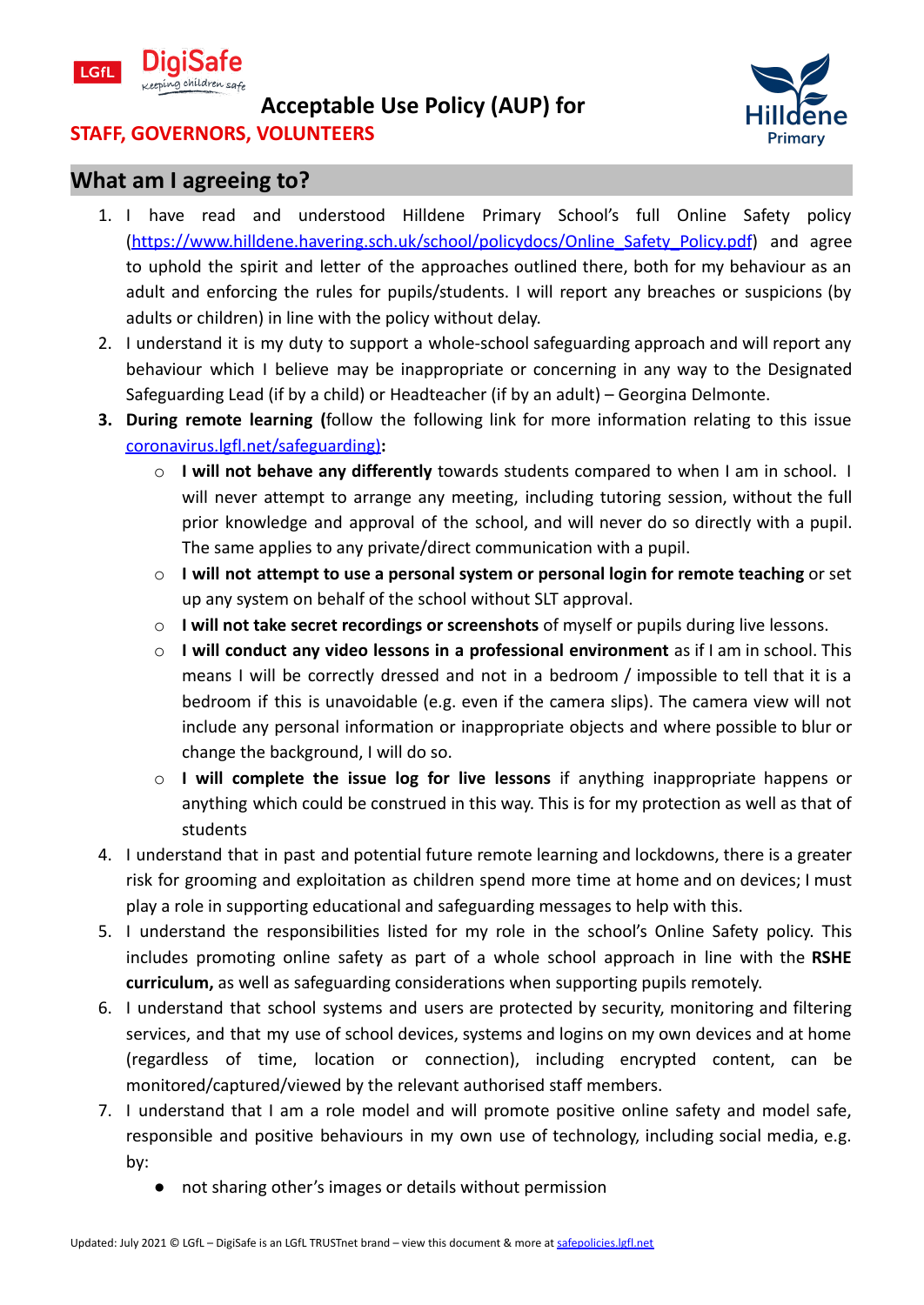Acceptable Use Policy (AUP) for

**STAFF, GOVERNORS, VOLUNTEERS**

## What am I agreeing to?

1. I have read and understood Hilldene Primary School's full Online Safety policy (https://www.hilldene.havering.sch.uk/school/policydocs/Online_Safety_Policy.pdf) and agree to uphold the spirit and letter of the approaches outlined there, both for my behaviour as an adult and enforcing the rules for pupils/students. I will report any breaches or suspicions (by adults or children) in line with the policy without delay.
2. I understand it is my duty to support a whole-school safeguarding approach and will report any behaviour which I believe may be inappropriate or concerning in any way to the Designated Safeguarding Lead (if by a child) or Headteacher (if by an adult) – Georgina Delmonte.
3. **During remote learning (**follow the following link for more information relating to this issue coronavirus.lgfl.net/safeguarding)**:**
   - **I will not behave any differently** towards students compared to when I am in school. I will never attempt to arrange any meeting, including tutoring session, without the full prior knowledge and approval of the school, and will never do so directly with a pupil. The same applies to any private/direct communication with a pupil.
   - **I will not attempt to use a personal system or personal login for remote teaching** or set up any system on behalf of the school without SLT approval.
   - **I will not take secret recordings or screenshots** of myself or pupils during live lessons.
   - **I will conduct any video lessons in a professional environment** as if I am in school. This means I will be correctly dressed and not in a bedroom / impossible to tell that it is a bedroom if this is unavoidable (e.g. even if the camera slips). The camera view will not include any personal information or inappropriate objects and where possible to blur or change the background, I will do so.
   - **I will complete the issue log for live lessons** if anything inappropriate happens or anything which could be construed in this way. This is for my protection as well as that of students
4. I understand that in past and potential future remote learning and lockdowns, there is a greater risk for grooming and exploitation as children spend more time at home and on devices; I must play a role in supporting educational and safeguarding messages to help with this.
5. I understand the responsibilities listed for my role in the school's Online Safety policy. This includes promoting online safety as part of a whole school approach in line with the **RSHE curriculum,** as well as safeguarding considerations when supporting pupils remotely.
6. I understand that school systems and users are protected by security, monitoring and filtering services, and that my use of school devices, systems and logins on my own devices and at home (regardless of time, location or connection), including encrypted content, can be monitored/captured/viewed by the relevant authorised staff members.
7. I understand that I am a role model and will promote positive online safety and model safe, responsible and positive behaviours in my own use of technology, including social media, e.g. by:
   - not sharing other's images or details without permission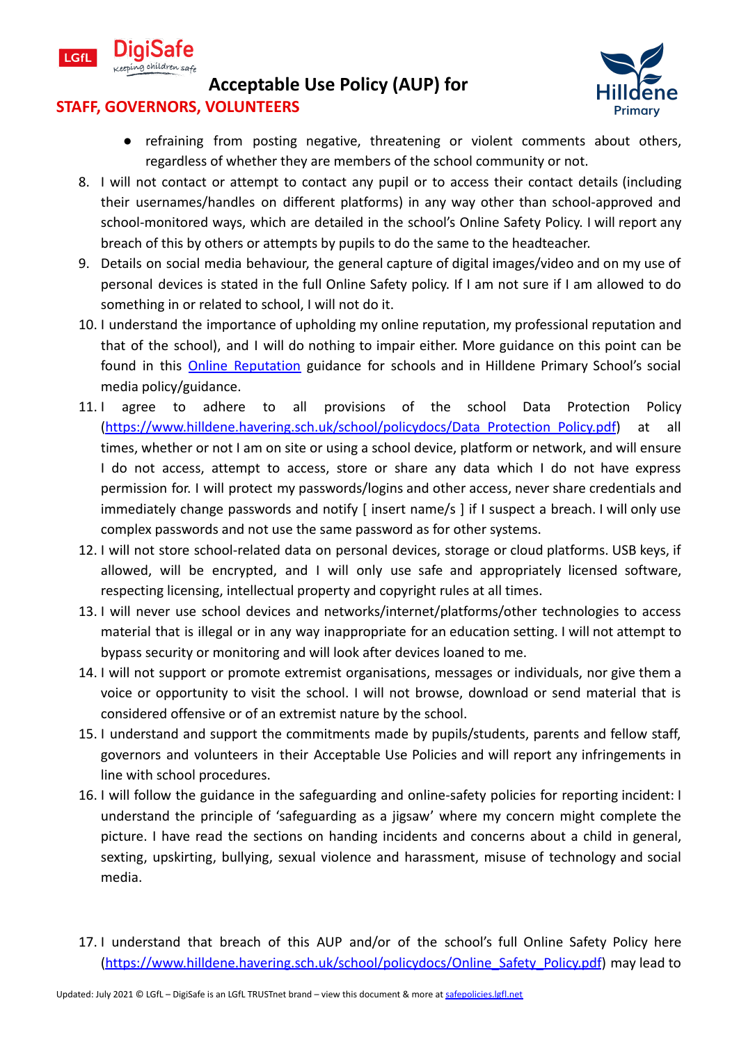- refraining from posting negative, threatening or violent comments about others, regardless of whether they are members of the school community or not.

8. I will not contact or attempt to contact any pupil or to access their contact details (including their usernames/handles on different platforms) in any way other than school-approved and school-monitored ways, which are detailed in the school's Online Safety Policy. I will report any breach of this by others or attempts by pupils to do the same to the headteacher.
9. Details on social media behaviour, the general capture of digital images/video and on my use of personal devices is stated in the full Online Safety policy. If I am not sure if I am allowed to do something in or related to school, I will not do it.
10. I understand the importance of upholding my online reputation, my professional reputation and that of the school), and I will do nothing to impair either. More guidance on this point can be found in this [Online Reputation](#) guidance for schools and in Hilldene Primary School's social media policy/guidance.
11. I agree to adhere to all provisions of the school Data Protection Policy ([https://www.hilldene.havering.sch.uk/school/policydocs/Data_Protection_Policy.pdf](https://www.hilldene.havering.sch.uk/school/policydocs/Data_Protection_Policy.pdf)) at all times, whether or not I am on site or using a school device, platform or network, and will ensure I do not access, attempt to access, store or share any data which I do not have express permission for. I will protect my passwords/logins and other access, never share credentials and immediately change passwords and notify [ insert name/s ] if I suspect a breach. I will only use complex passwords and not use the same password as for other systems.
12. I will not store school-related data on personal devices, storage or cloud platforms. USB keys, if allowed, will be encrypted, and I will only use safe and appropriately licensed software, respecting licensing, intellectual property and copyright rules at all times.
13. I will never use school devices and networks/internet/platforms/other technologies to access material that is illegal or in any way inappropriate for an education setting. I will not attempt to bypass security or monitoring and will look after devices loaned to me.
14. I will not support or promote extremist organisations, messages or individuals, nor give them a voice or opportunity to visit the school. I will not browse, download or send material that is considered offensive or of an extremist nature by the school.
15. I understand and support the commitments made by pupils/students, parents and fellow staff, governors and volunteers in their Acceptable Use Policies and will report any infringements in line with school procedures.
16. I will follow the guidance in the safeguarding and online-safety policies for reporting incident: I understand the principle of 'safeguarding as a jigsaw' where my concern might complete the picture. I have read the sections on handing incidents and concerns about a child in general, sexting, upskirting, bullying, sexual violence and harassment, misuse of technology and social media.
17. I understand that breach of this AUP and/or of the school's full Online Safety Policy here ([https://www.hilldene.havering.sch.uk/school/policydocs/Online_Safety_Policy.pdf](https://www.hilldene.havering.sch.uk/school/policydocs/Online_Safety_Policy.pdf)) may lead to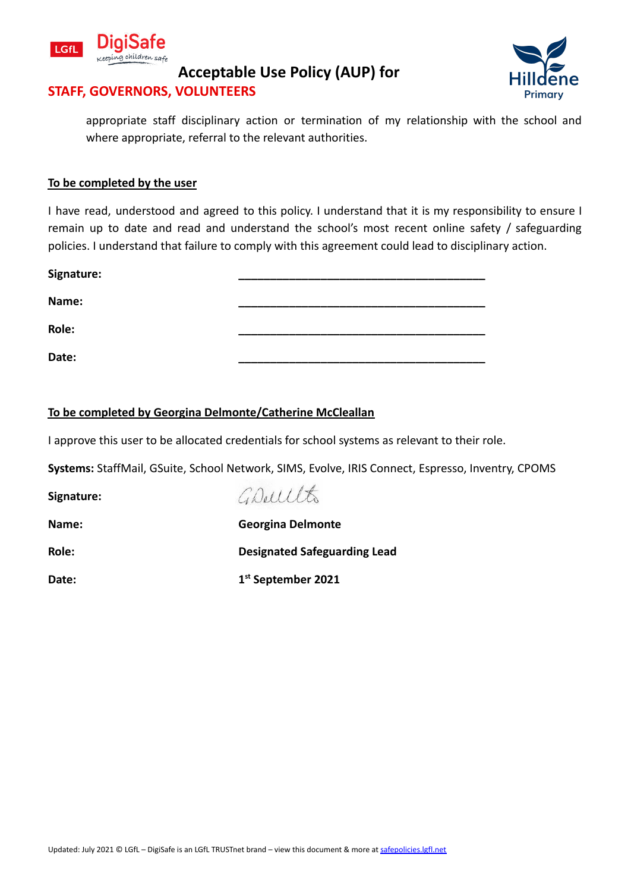appropriate staff disciplinary action or termination of my relationship with the school and where appropriate, referral to the relevant authorities.

**To be completed by the user**

I have read, understood and agreed to this policy. I understand that it is my responsibility to ensure I remain up to date and read and understand the school's most recent online safety / safeguarding policies. I understand that failure to comply with this agreement could lead to disciplinary action.

**Signature:** ________________________________________

**Name:** ________________________________________

**Role:** ________________________________________

**Date:** ________________________________________

**To be completed by Georgina Delmonte/Catherine McCleallan**

I approve this user to be allocated credentials for school systems as relevant to their role.

**Systems:** StaffMail, GSuite, School Network, SIMS, Evolve, IRIS Connect, Espresso, Inventry, CPOMS

**Signature:** GDelmonte

**Name:** **Georgina Delmonte**

**Role:** **Designated Safeguarding Lead**

**Date:** **1st September 2021**

Updated: July 2021 © LGfL – DigiSafe is an LGfL TRUSTnet brand – view this document & more at safepolicies.lgfl.net